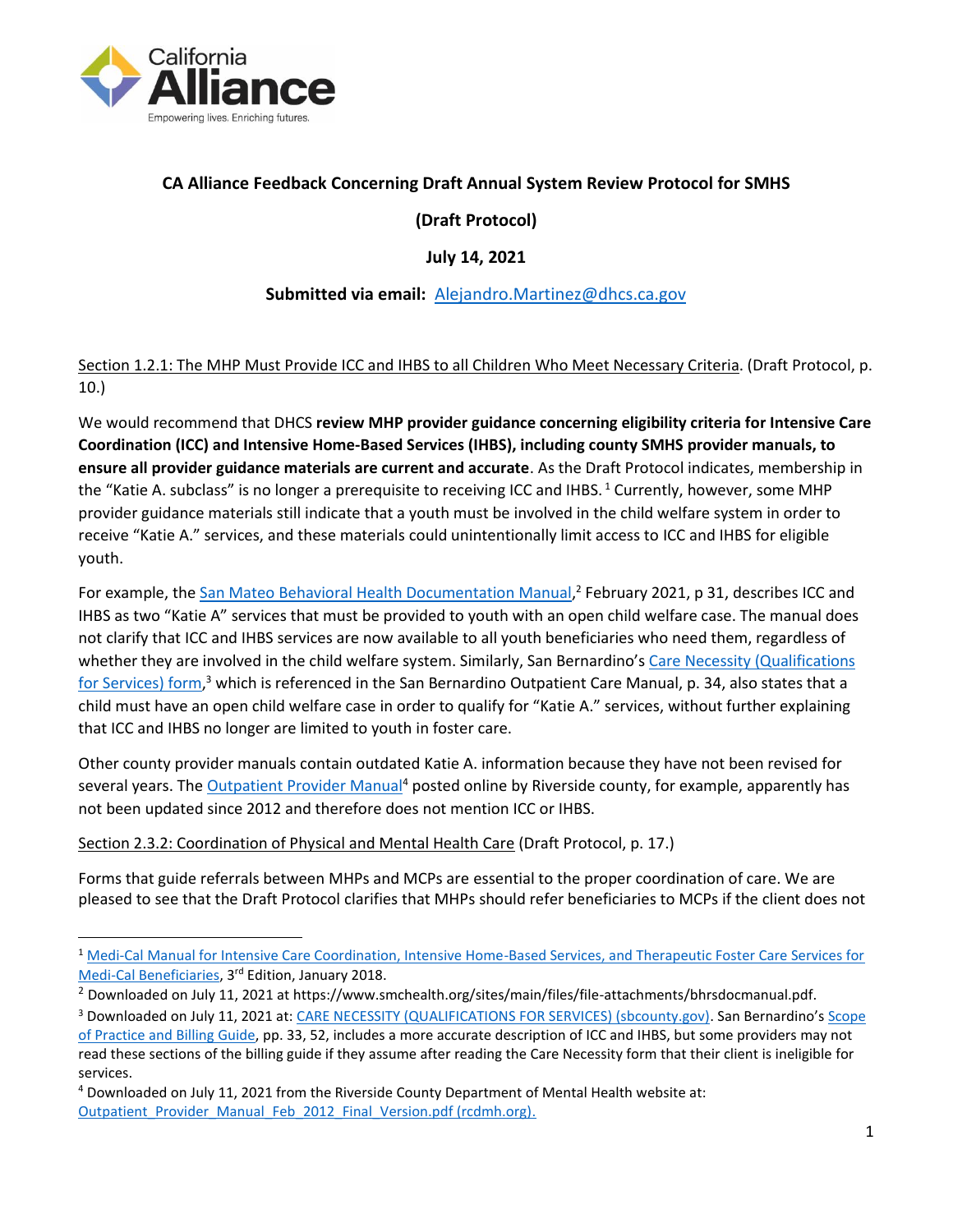**CA Alliance Feedback Concerning Draft Annual System Review Protocol for SMHS**

**(Draft Protocol)**

**July 14, 2021**

**Submitted via email:** Alejandro.Martinez@dhcs.ca.gov

Section 1.2.1: The MHP Must Provide ICC and IHBS to all Children Who Meet Necessary Criteria. (Draft Protocol, p. 10.)

We would recommend that DHCS **review MHP provider guidance concerning eligibility criteria for Intensive Care Coordination (ICC) and Intensive Home-Based Services (IHBS), including county SMHS provider manuals, to ensure all provider guidance materials are current and accurate**. As the Draft Protocol indicates, membership in the "Katie A. subclass" is no longer a prerequisite to receiving ICC and IHBS.[1] Currently, however, some MHP provider guidance materials still indicate that a youth must be involved in the child welfare system in order to receive "Katie A." services, and these materials could unintentionally limit access to ICC and IHBS for eligible youth.

For example, the San Mateo Behavioral Health Documentation Manual,[2] February 2021, p 31, describes ICC and IHBS as two "Katie A" services that must be provided to youth with an open child welfare case. The manual does not clarify that ICC and IHBS services are now available to all youth beneficiaries who need them, regardless of whether they are involved in the child welfare system. Similarly, San Bernardino's Care Necessity (Qualifications for Services) form,[3] which is referenced in the San Bernardino Outpatient Care Manual, p. 34, also states that a child must have an open child welfare case in order to qualify for "Katie A." services, without further explaining that ICC and IHBS no longer are limited to youth in foster care.

Other county provider manuals contain outdated Katie A. information because they have not been revised for several years. The Outpatient Provider Manual[4] posted online by Riverside county, for example, apparently has not been updated since 2012 and therefore does not mention ICC or IHBS.

Section 2.3.2: Coordination of Physical and Mental Health Care (Draft Protocol, p. 17.)

Forms that guide referrals between MHPs and MCPs are essential to the proper coordination of care. We are pleased to see that the Draft Protocol clarifies that MHPs should refer beneficiaries to MCPs if the client does not

---

[1] Medi-Cal Manual for Intensive Care Coordination, Intensive Home-Based Services, and Therapeutic Foster Care Services for Medi-Cal Beneficiaries, 3rd Edition, January 2018.

[2] Downloaded on July 11, 2021 at https://www.smchealth.org/sites/main/files/file-attachments/bhrsdocmanual.pdf.

[3] Downloaded on July 11, 2021 at: CARE NECESSITY (QUALIFICATIONS FOR SERVICES) (sbcounty.gov). San Bernardino's Scope of Practice and Billing Guide, pp. 33, 52, includes a more accurate description of ICC and IHBS, but some providers may not read these sections of the billing guide if they assume after reading the Care Necessity form that their client is ineligible for services.

[4] Downloaded on July 11, 2021 from the Riverside County Department of Mental Health website at: Outpatient_Provider_Manual_Feb_2012_Final_Version.pdf (rcdmh.org).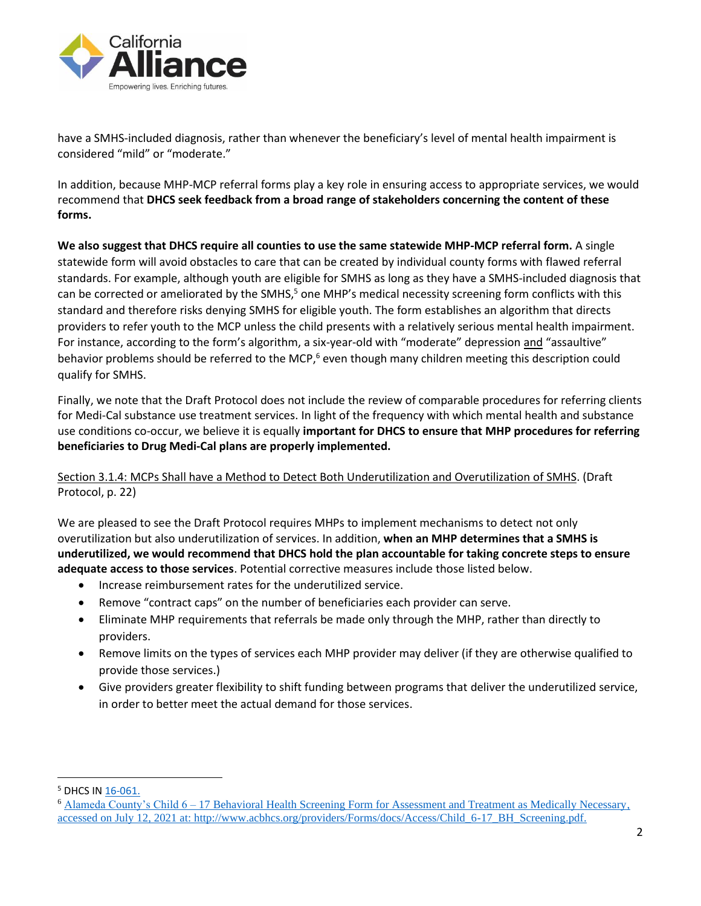have a SMHS-included diagnosis, rather than whenever the beneficiary's level of mental health impairment is considered "mild" or "moderate."

In addition, because MHP-MCP referral forms play a key role in ensuring access to appropriate services, we would recommend that **DHCS seek feedback from a broad range of stakeholders concerning the content of these forms.**

**We also suggest that DHCS require all counties to use the same statewide MHP-MCP referral form.** A single statewide form will avoid obstacles to care that can be created by individual county forms with flawed referral standards. For example, although youth are eligible for SMHS as long as they have a SMHS-included diagnosis that can be corrected or ameliorated by the SMHS,[5] one MHP's medical necessity screening form conflicts with this standard and therefore risks denying SMHS for eligible youth. The form establishes an algorithm that directs providers to refer youth to the MCP unless the child presents with a relatively serious mental health impairment. For instance, according to the form's algorithm, a six-year-old with "moderate" depression <u>and</u> "assaultive" behavior problems should be referred to the MCP,[6] even though many children meeting this description could qualify for SMHS.

Finally, we note that the Draft Protocol does not include the review of comparable procedures for referring clients for Medi-Cal substance use treatment services. In light of the frequency with which mental health and substance use conditions co-occur, we believe it is equally **important for DHCS to ensure that MHP procedures for referring beneficiaries to Drug Medi-Cal plans are properly implemented.**

<u>Section 3.1.4: MCPs Shall have a Method to Detect Both Underutilization and Overutilization of SMHS</u>. (Draft Protocol, p. 22)

We are pleased to see the Draft Protocol requires MHPs to implement mechanisms to detect not only overutilization but also underutilization of services. In addition, **when an MHP determines that a SMHS is underutilized, we would recommend that DHCS hold the plan accountable for taking concrete steps to ensure adequate access to those services**. Potential corrective measures include those listed below.

- Increase reimbursement rates for the underutilized service.
- Remove "contract caps" on the number of beneficiaries each provider can serve.
- Eliminate MHP requirements that referrals be made only through the MHP, rather than directly to providers.
- Remove limits on the types of services each MHP provider may deliver (if they are otherwise qualified to provide those services.)
- Give providers greater flexibility to shift funding between programs that deliver the underutilized service, in order to better meet the actual demand for those services.

---

[5] DHCS IN 16-061.

[6] Alameda County's Child 6 – 17 Behavioral Health Screening Form for Assessment and Treatment as Medically Necessary, accessed on July 12, 2021 at: http://www.acbhcs.org/providers/Forms/docs/Access/Child_6-17_BH_Screening.pdf.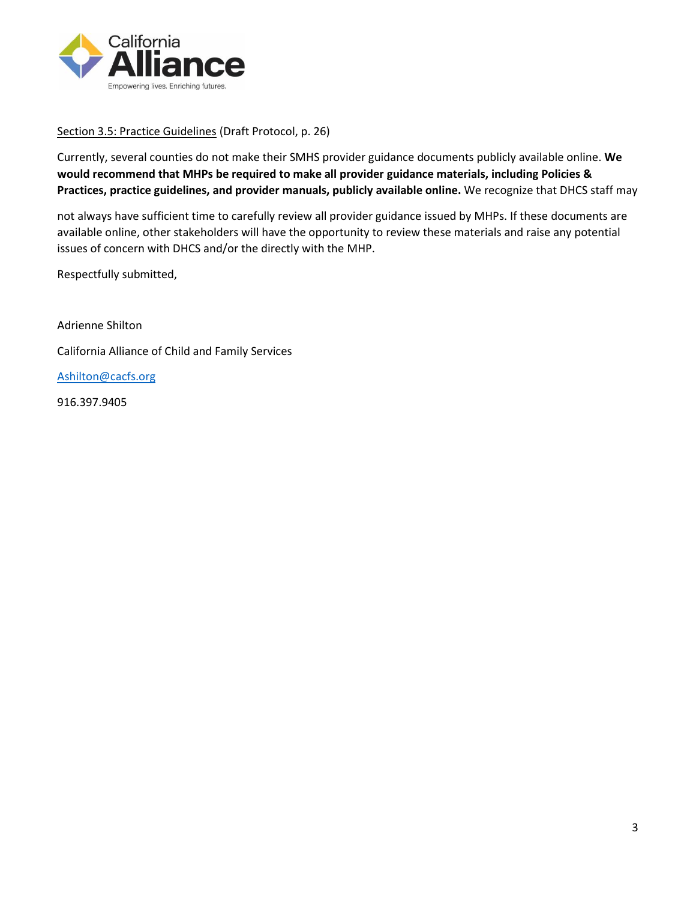Section 3.5: Practice Guidelines (Draft Protocol, p. 26)

Currently, several counties do not make their SMHS provider guidance documents publicly available online. **We would recommend that MHPs be required to make all provider guidance materials, including Policies & Practices, practice guidelines, and provider manuals, publicly available online.** We recognize that DHCS staff may not always have sufficient time to carefully review all provider guidance issued by MHPs. If these documents are available online, other stakeholders will have the opportunity to review these materials and raise any potential issues of concern with DHCS and/or the directly with the MHP.

Respectfully submitted,

Adrienne Shilton

California Alliance of Child and Family Services

Ashilton@cacfs.org

916.397.9405